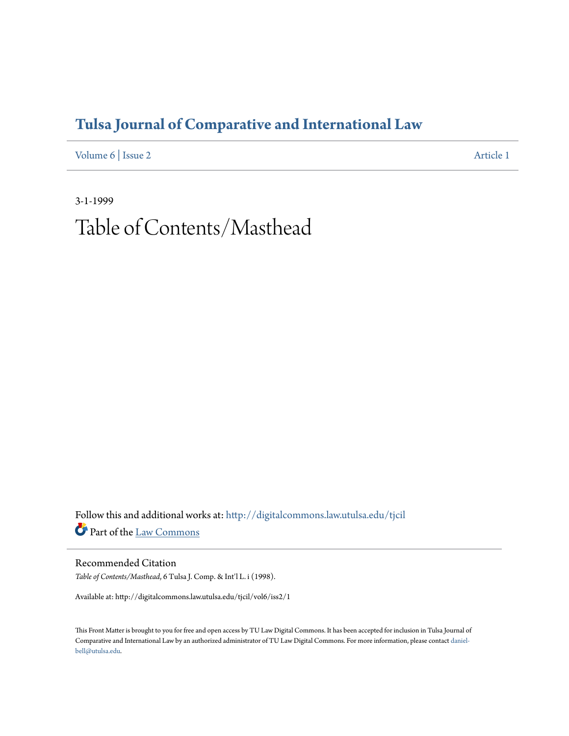# Tulsa Journal of Comparative and International Law

Volume 6 | Issue 2 Article 1

3-1-1999

# Table of Contents/Masthead

Follow this and additional works at: http://digitalcommons.law.utulsa.edu/tjcil

Part of the Law Commons

## Recommended Citation

*Table of Contents/Masthead*, 6 Tulsa J. Comp. & Int'l L. i (1998).

Available at: http://digitalcommons.law.utulsa.edu/tjcil/vol6/iss2/1

This Front Matter is brought to you for free and open access by TU Law Digital Commons. It has been accepted for inclusion in Tulsa Journal of Comparative and International Law by an authorized administrator of TU Law Digital Commons. For more information, please contact daniel-bell@utulsa.edu.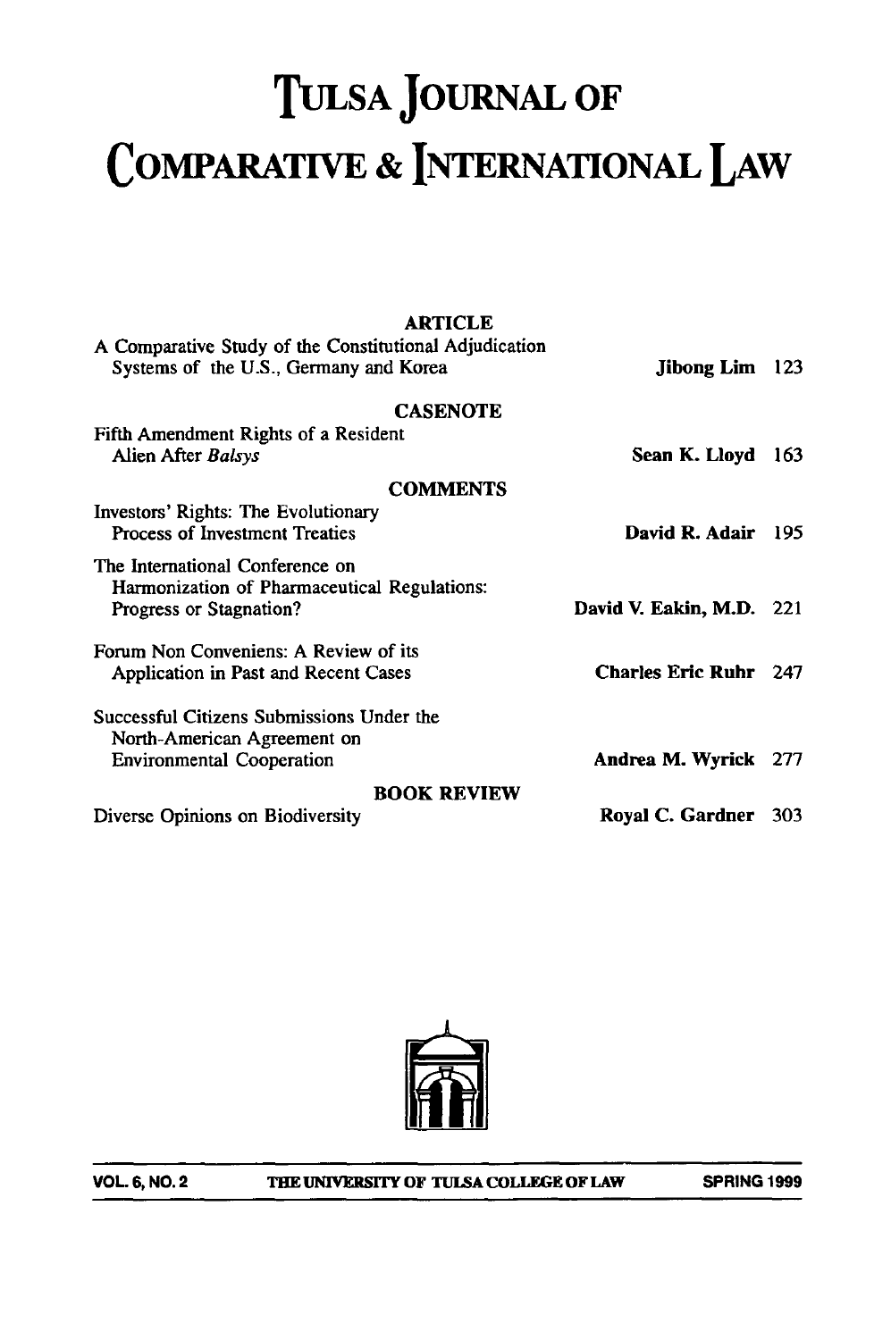# TULSA JOURNAL OF COMPARATIVE & INTERNATIONAL LAW

## ARTICLE

A Comparative Study of the Constitutional Adjudication Systems of the U.S., Germany and Korea — **Jibong Lim** 123

## CASENOTE

Fifth Amendment Rights of a Resident Alien After *Balsys* — **Sean K. Lloyd** 163

## COMMENTS

Investors' Rights: The Evolutionary Process of Investment Treaties — **David R. Adair** 195

The International Conference on Harmonization of Pharmaceutical Regulations: Progress or Stagnation? — **David V. Eakin, M.D.** 221

Forum Non Conveniens: A Review of its Application in Past and Recent Cases — **Charles Eric Ruhr** 247

Successful Citizens Submissions Under the North-American Agreement on Environmental Cooperation — **Andrea M. Wyrick** 277

## BOOK REVIEW

Diverse Opinions on Biodiversity — **Royal C. Gardner** 303

**VOL. 6, NO. 2** THE UNIVERSITY OF TULSA COLLEGE OF LAW **SPRING 1999**